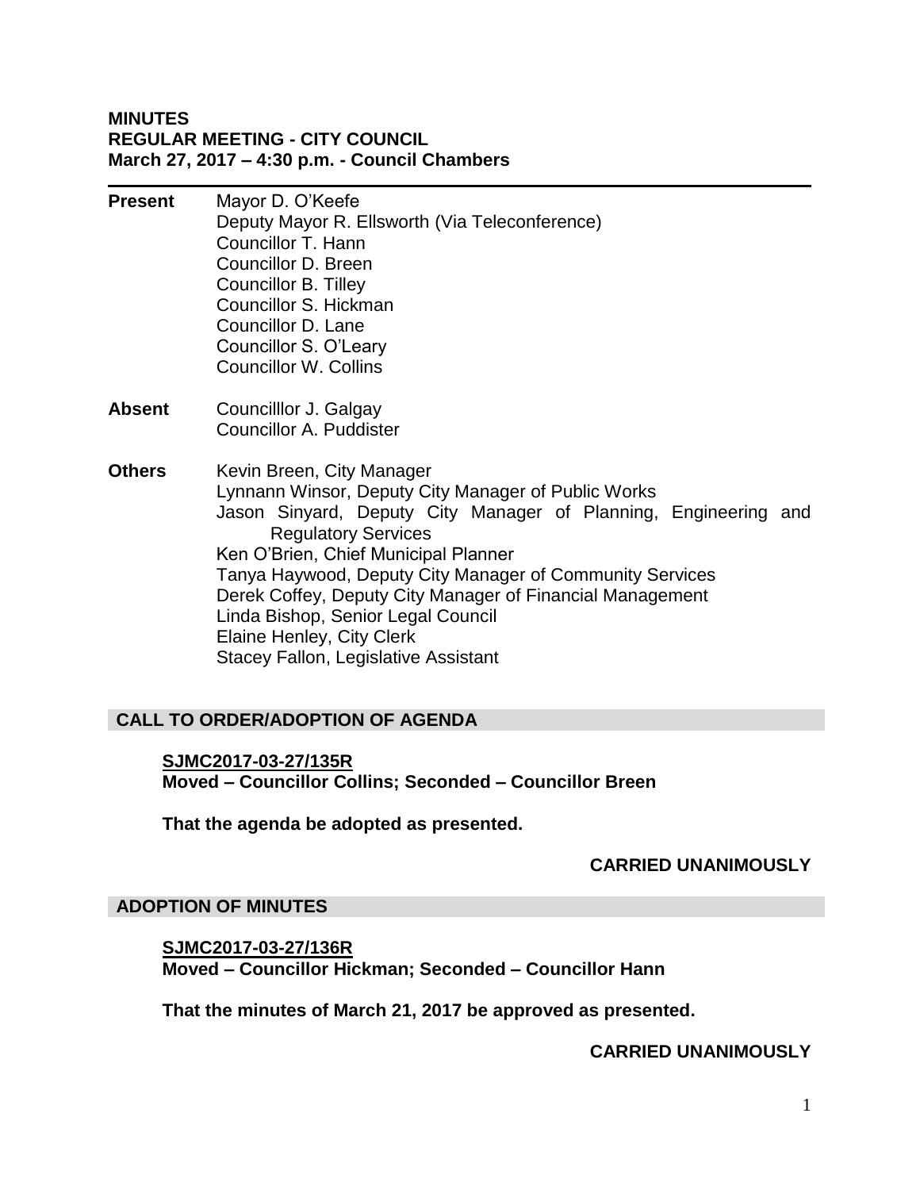**MINUTES**
**REGULAR MEETING - CITY COUNCIL**
**March 27, 2017 – 4:30 p.m. - Council Chambers**

---

**Present**
Mayor D. O'Keefe
Deputy Mayor R. Ellsworth (Via Teleconference)
Councillor T. Hann
Councillor D. Breen
Councillor B. Tilley
Councillor S. Hickman
Councillor D. Lane
Councillor S. O'Leary
Councillor W. Collins

**Absent**
Councilllor J. Galgay
Councillor A. Puddister

**Others**
Kevin Breen, City Manager
Lynnann Winsor, Deputy City Manager of Public Works
Jason Sinyard, Deputy City Manager of Planning, Engineering and Regulatory Services
Ken O'Brien, Chief Municipal Planner
Tanya Haywood, Deputy City Manager of Community Services
Derek Coffey, Deputy City Manager of Financial Management
Linda Bishop, Senior Legal Council
Elaine Henley, City Clerk
Stacey Fallon, Legislative Assistant

## CALL TO ORDER/ADOPTION OF AGENDA

**SJMC2017-03-27/135R**
**Moved – Councillor Collins; Seconded – Councillor Breen**

**That the agenda be adopted as presented.**

**CARRIED UNANIMOUSLY**

## ADOPTION OF MINUTES

**SJMC2017-03-27/136R**
**Moved – Councillor Hickman; Seconded – Councillor Hann**

**That the minutes of March 21, 2017 be approved as presented.**

**CARRIED UNANIMOUSLY**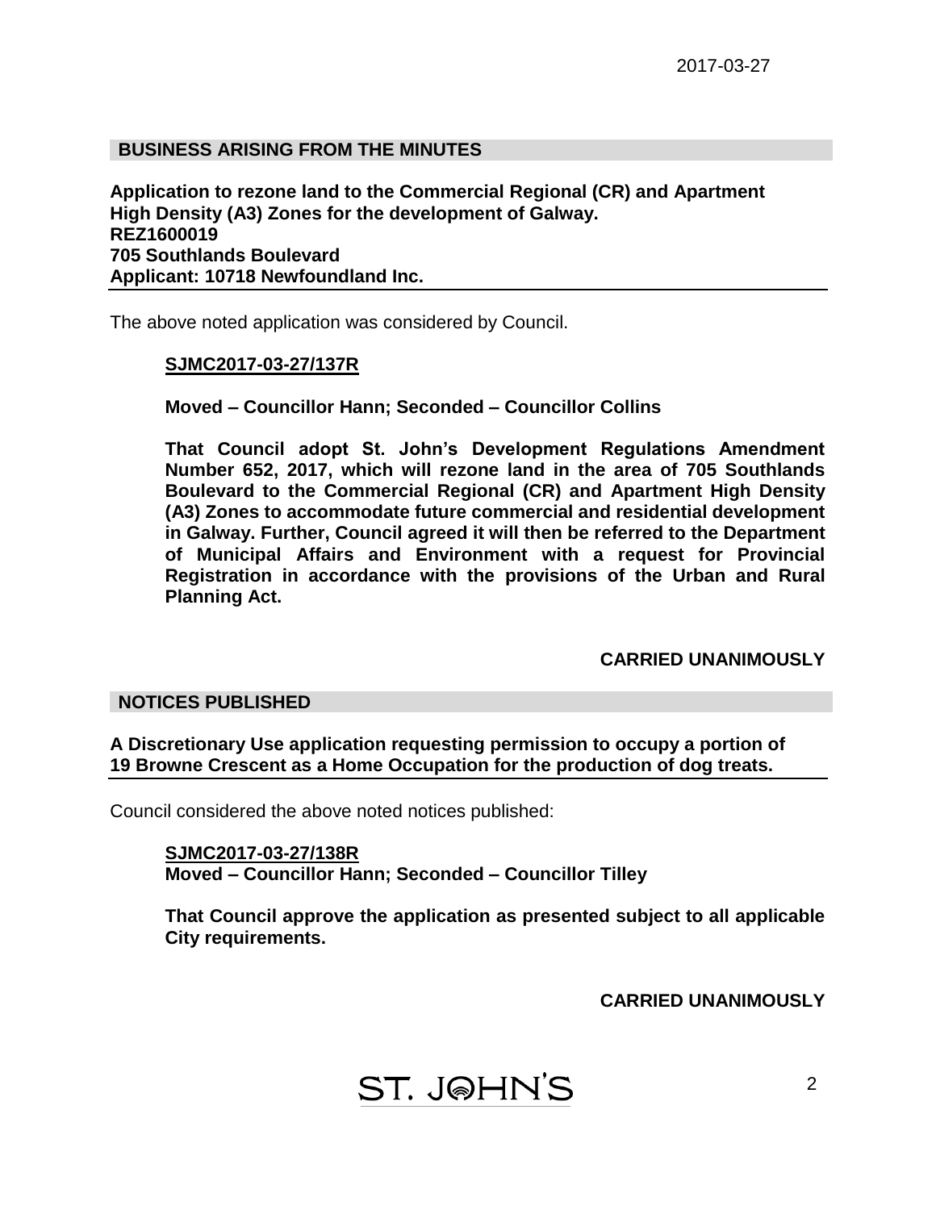## BUSINESS ARISING FROM THE MINUTES

**Application to rezone land to the Commercial Regional (CR) and Apartment High Density (A3) Zones for the development of Galway.**
**REZ1600019**
**705 Southlands Boulevard**
**Applicant: 10718 Newfoundland Inc.**

The above noted application was considered by Council.

**SJMC2017-03-27/137R**

**Moved – Councillor Hann; Seconded – Councillor Collins**

**That Council adopt St. John's Development Regulations Amendment Number 652, 2017, which will rezone land in the area of 705 Southlands Boulevard to the Commercial Regional (CR) and Apartment High Density (A3) Zones to accommodate future commercial and residential development in Galway. Further, Council agreed it will then be referred to the Department of Municipal Affairs and Environment with a request for Provincial Registration in accordance with the provisions of the Urban and Rural Planning Act.**

**CARRIED UNANIMOUSLY**

## NOTICES PUBLISHED

**A Discretionary Use application requesting permission to occupy a portion of 19 Browne Crescent as a Home Occupation for the production of dog treats.**

Council considered the above noted notices published:

**SJMC2017-03-27/138R**
**Moved – Councillor Hann; Seconded – Councillor Tilley**

**That Council approve the application as presented subject to all applicable City requirements.**

**CARRIED UNANIMOUSLY**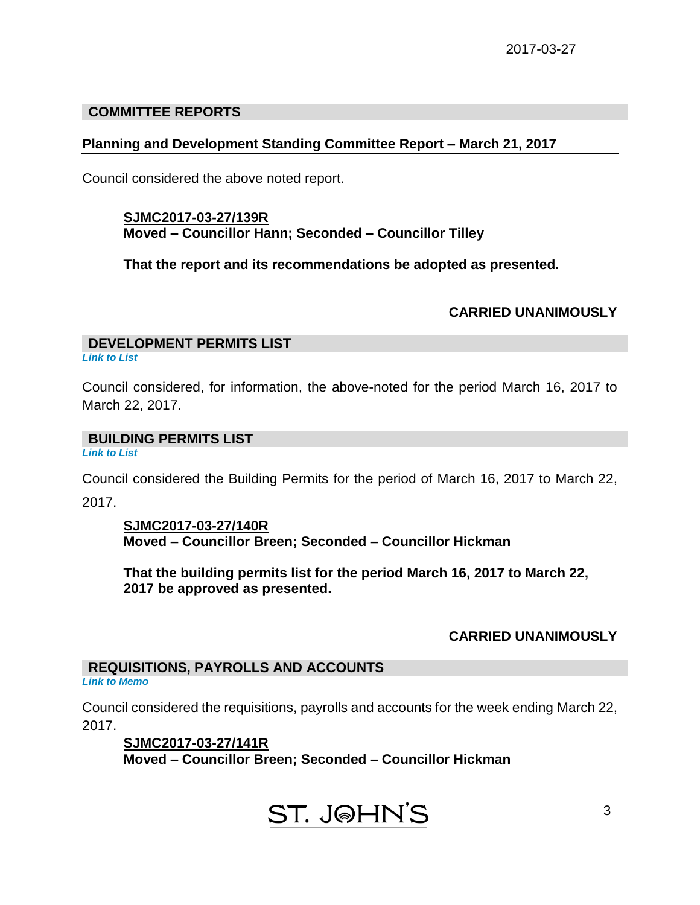## COMMITTEE REPORTS

### Planning and Development Standing Committee Report – March 21, 2017

Council considered the above noted report.

**SJMC2017-03-27/139R**
**Moved – Councillor Hann; Seconded – Councillor Tilley**

**That the report and its recommendations be adopted as presented.**

**CARRIED UNANIMOUSLY**

## DEVELOPMENT PERMITS LIST

***Link to List***

Council considered, for information, the above-noted for the period March 16, 2017 to March 22, 2017.

## BUILDING PERMITS LIST

***Link to List***

Council considered the Building Permits for the period of March 16, 2017 to March 22, 2017.

**SJMC2017-03-27/140R**
**Moved – Councillor Breen; Seconded – Councillor Hickman**

**That the building permits list for the period March 16, 2017 to March 22, 2017 be approved as presented.**

**CARRIED UNANIMOUSLY**

## REQUISITIONS, PAYROLLS AND ACCOUNTS

***Link to Memo***

Council considered the requisitions, payrolls and accounts for the week ending March 22, 2017.

**SJMC2017-03-27/141R**
**Moved – Councillor Breen; Seconded – Councillor Hickman**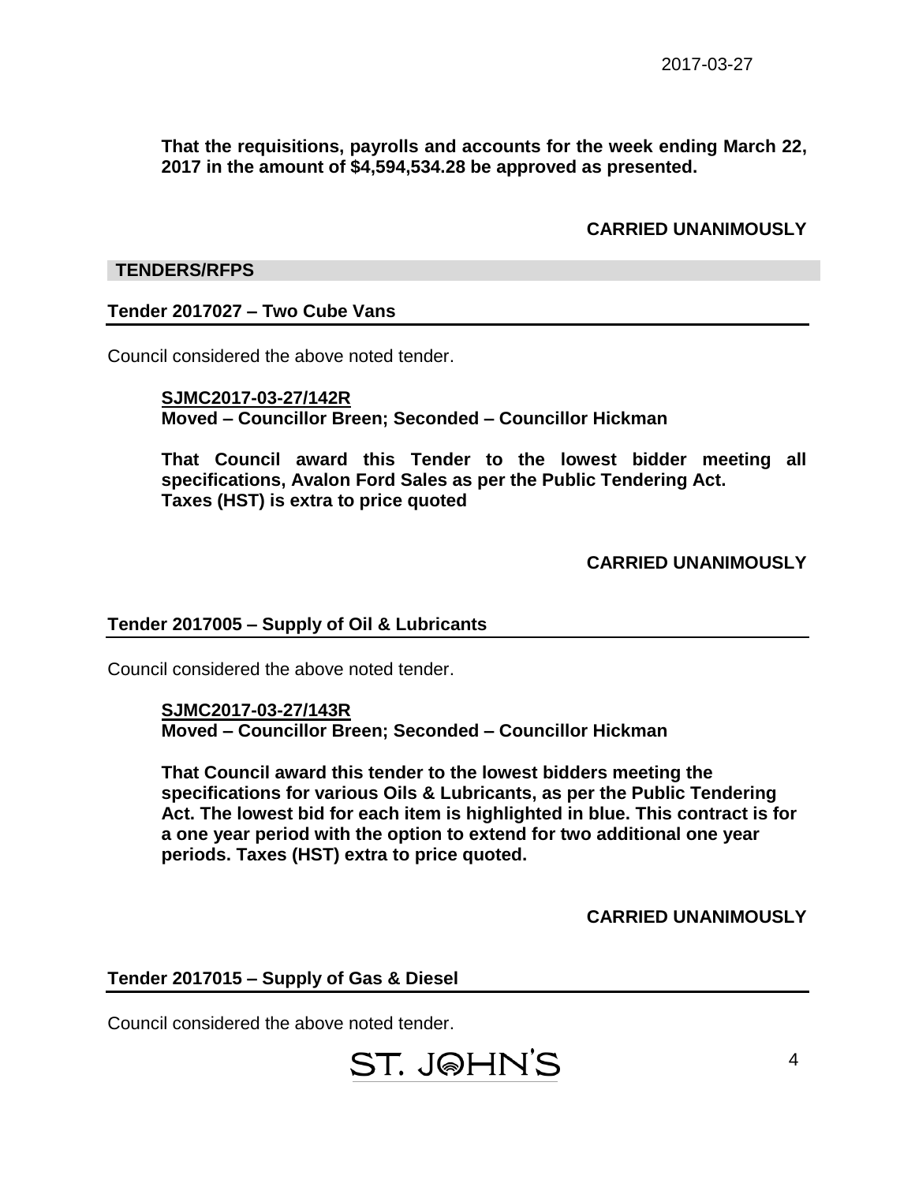**That the requisitions, payrolls and accounts for the week ending March 22, 2017 in the amount of $4,594,534.28 be approved as presented.**

**CARRIED UNANIMOUSLY**

## TENDERS/RFPS

### Tender 2017027 – Two Cube Vans

Council considered the above noted tender.

**SJMC2017-03-27/142R**
**Moved – Councillor Breen; Seconded – Councillor Hickman**

**That Council award this Tender to the lowest bidder meeting all specifications, Avalon Ford Sales as per the Public Tendering Act. Taxes (HST) is extra to price quoted**

**CARRIED UNANIMOUSLY**

### Tender 2017005 – Supply of Oil & Lubricants

Council considered the above noted tender.

**SJMC2017-03-27/143R**
**Moved – Councillor Breen; Seconded – Councillor Hickman**

**That Council award this tender to the lowest bidders meeting the specifications for various Oils & Lubricants, as per the Public Tendering Act. The lowest bid for each item is highlighted in blue. This contract is for a one year period with the option to extend for two additional one year periods. Taxes (HST) extra to price quoted.**

**CARRIED UNANIMOUSLY**

### Tender 2017015 – Supply of Gas & Diesel

Council considered the above noted tender.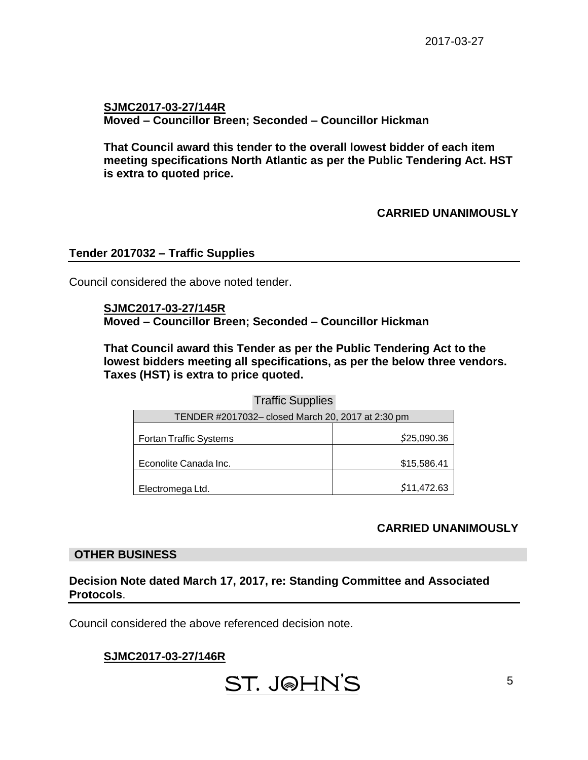**SJMC2017-03-27/144R**
**Moved – Councillor Breen; Seconded – Councillor Hickman**

**That Council award this tender to the overall lowest bidder of each item meeting specifications North Atlantic as per the Public Tendering Act. HST is extra to quoted price.**

**CARRIED UNANIMOUSLY**

## Tender 2017032 – Traffic Supplies

Council considered the above noted tender.

**SJMC2017-03-27/145R**
**Moved – Councillor Breen; Seconded – Councillor Hickman**

**That Council award this Tender as per the Public Tendering Act to the lowest bidders meeting all specifications, as per the below three vendors. Taxes (HST) is extra to price quoted.**

Traffic Supplies

| TENDER #2017032– closed March 20, 2017 at 2:30 pm | |
|---|---|
| Fortan Traffic Systems | $25,090.36 |
| Econolite Canada Inc. | $15,586.41 |
| Electromega Ltd. | $11,472.63 |

**CARRIED UNANIMOUSLY**

## OTHER BUSINESS

## Decision Note dated March 17, 2017, re: Standing Committee and Associated Protocols.

Council considered the above referenced decision note.

**SJMC2017-03-27/146R**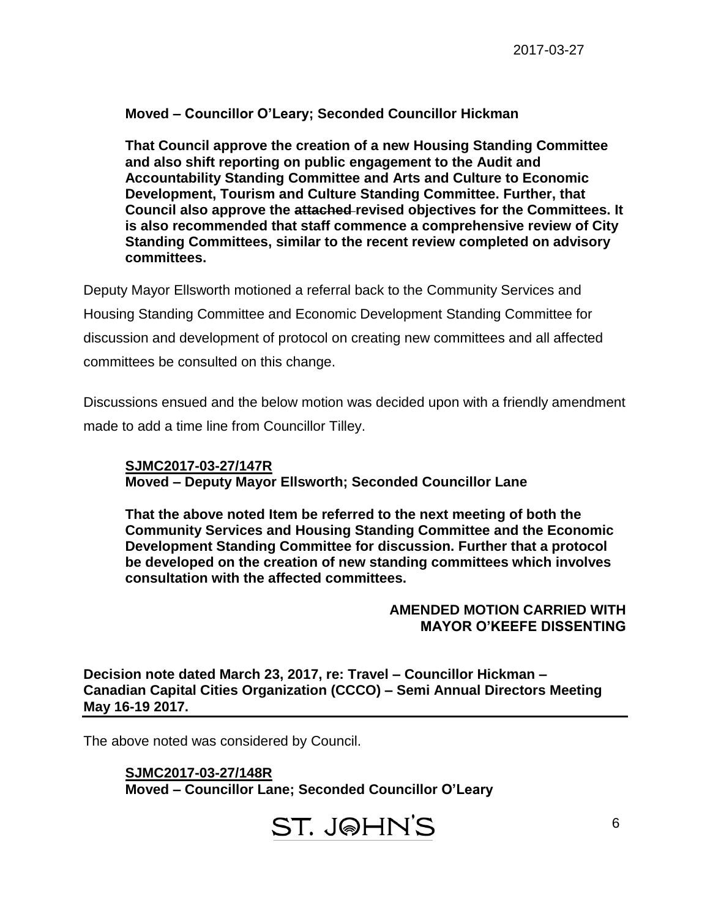**Moved – Councillor O'Leary; Seconded Councillor Hickman**

**That Council approve the creation of a new Housing Standing Committee and also shift reporting on public engagement to the Audit and Accountability Standing Committee and Arts and Culture to Economic Development, Tourism and Culture Standing Committee. Further, that Council also approve the ~~attached~~ revised objectives for the Committees. It is also recommended that staff commence a comprehensive review of City Standing Committees, similar to the recent review completed on advisory committees.**

Deputy Mayor Ellsworth motioned a referral back to the Community Services and Housing Standing Committee and Economic Development Standing Committee for discussion and development of protocol on creating new committees and all affected committees be consulted on this change.

Discussions ensued and the below motion was decided upon with a friendly amendment made to add a time line from Councillor Tilley.

**SJMC2017-03-27/147R**
**Moved – Deputy Mayor Ellsworth; Seconded Councillor Lane**

**That the above noted Item be referred to the next meeting of both the Community Services and Housing Standing Committee and the Economic Development Standing Committee for discussion. Further that a protocol be developed on the creation of new standing committees which involves consultation with the affected committees.**

**AMENDED MOTION CARRIED WITH MAYOR O'KEEFE DISSENTING**

**Decision note dated March 23, 2017, re: Travel – Councillor Hickman – Canadian Capital Cities Organization (CCCO) – Semi Annual Directors Meeting May 16-19 2017.**

The above noted was considered by Council.

**SJMC2017-03-27/148R**
**Moved – Councillor Lane; Seconded Councillor O'Leary**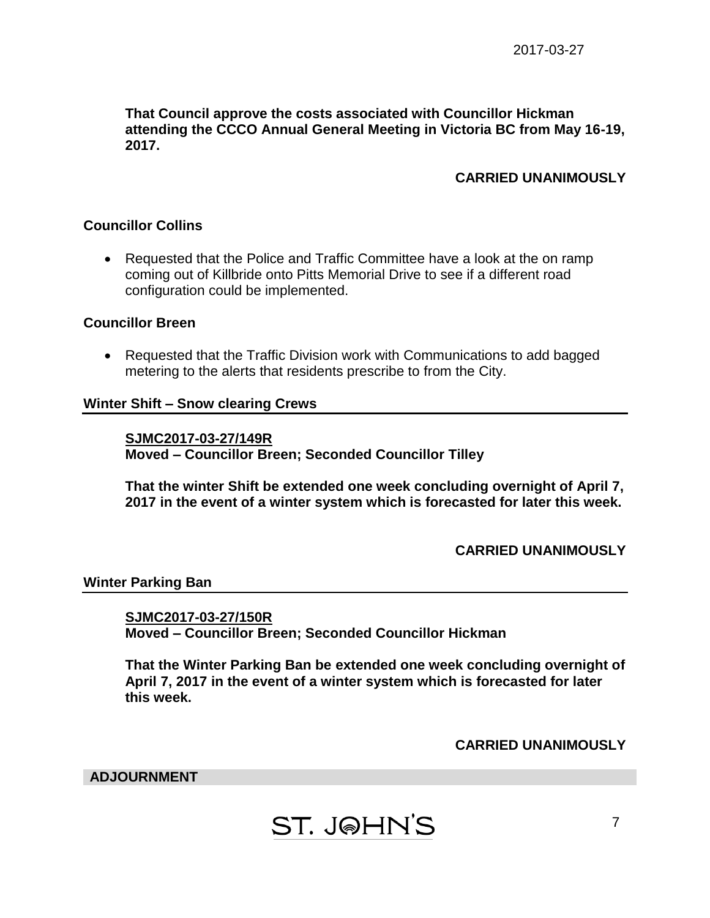**That Council approve the costs associated with Councillor Hickman attending the CCCO Annual General Meeting in Victoria BC from May 16-19, 2017.**

**CARRIED UNANIMOUSLY**

### Councillor Collins

- Requested that the Police and Traffic Committee have a look at the on ramp coming out of Killbride onto Pitts Memorial Drive to see if a different road configuration could be implemented.

### Councillor Breen

- Requested that the Traffic Division work with Communications to add bagged metering to the alerts that residents prescribe to from the City.

### Winter Shift – Snow clearing Crews

**SJMC2017-03-27/149R**
**Moved – Councillor Breen; Seconded Councillor Tilley**

**That the winter Shift be extended one week concluding overnight of April 7, 2017 in the event of a winter system which is forecasted for later this week.**

**CARRIED UNANIMOUSLY**

### Winter Parking Ban

**SJMC2017-03-27/150R**
**Moved – Councillor Breen; Seconded Councillor Hickman**

**That the Winter Parking Ban be extended one week concluding overnight of April 7, 2017 in the event of a winter system which is forecasted for later this week.**

**CARRIED UNANIMOUSLY**

## ADJOURNMENT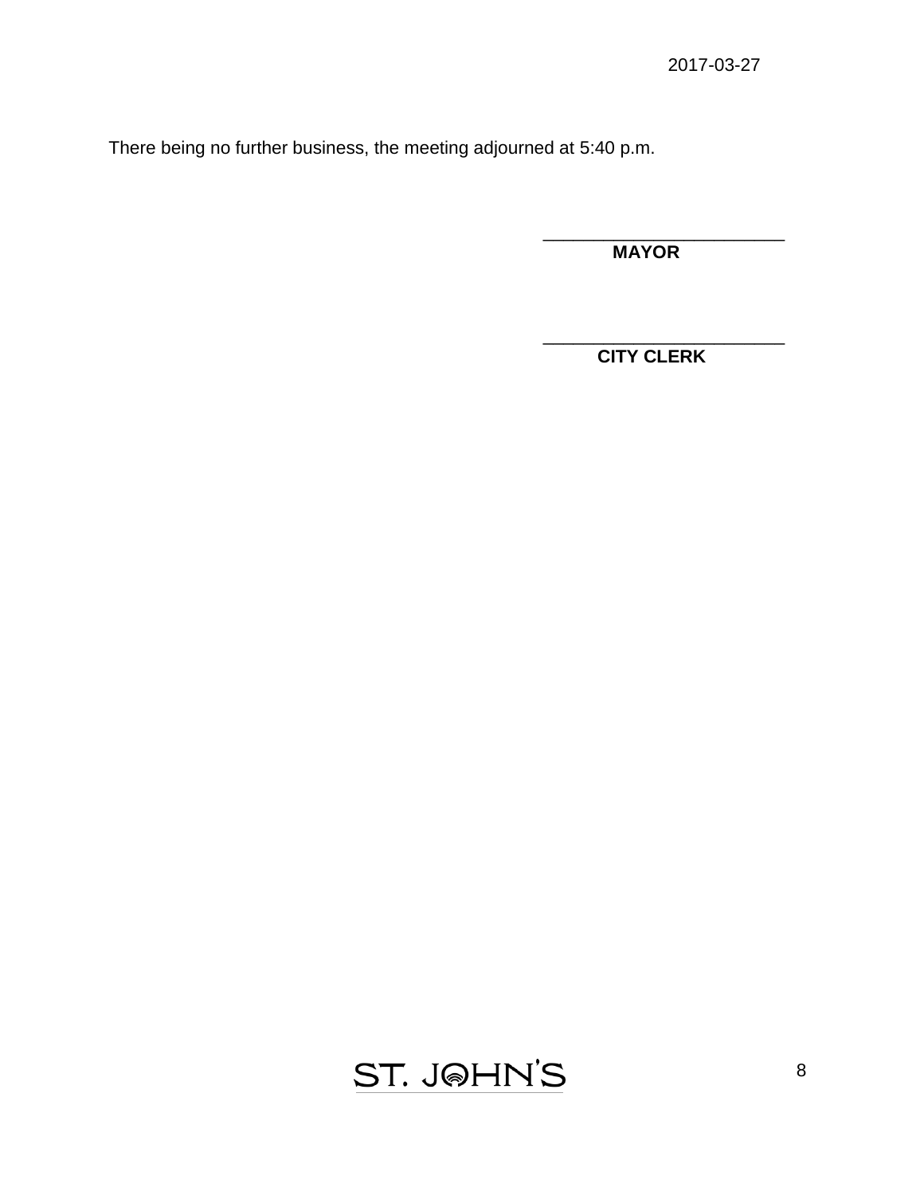There being no further business, the meeting adjourned at 5:40 p.m.

\_\_\_\_\_\_\_\_\_\_\_\_\_\_\_\_\_\_\_\_\_\_\_\_\_\_
**MAYOR**

\_\_\_\_\_\_\_\_\_\_\_\_\_\_\_\_\_\_\_\_\_\_\_\_\_\_
**CITY CLERK**